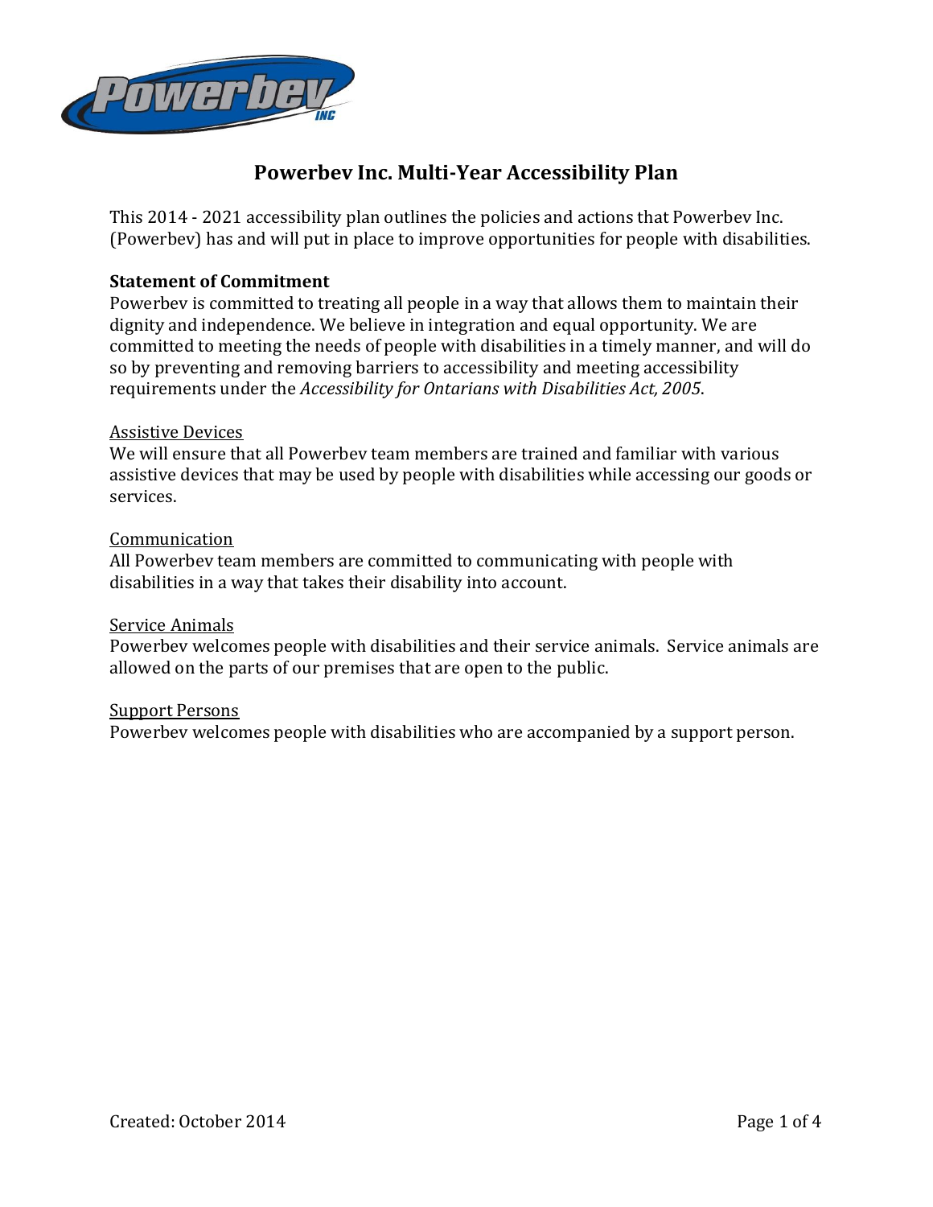# Powerbev Inc. Multi-Year Accessibility Plan

This 2014 - 2021 accessibility plan outlines the policies and actions that Powerbev Inc. (Powerbev) has and will put in place to improve opportunities for people with disabilities.

**Statement of Commitment**

Powerbev is committed to treating all people in a way that allows them to maintain their dignity and independence. We believe in integration and equal opportunity. We are committed to meeting the needs of people with disabilities in a timely manner, and will do so by preventing and removing barriers to accessibility and meeting accessibility requirements under the *Accessibility for Ontarians with Disabilities Act, 2005*.

<u>Assistive Devices</u>

We will ensure that all Powerbev team members are trained and familiar with various assistive devices that may be used by people with disabilities while accessing our goods or services.

<u>Communication</u>

All Powerbev team members are committed to communicating with people with disabilities in a way that takes their disability into account.

<u>Service Animals</u>

Powerbev welcomes people with disabilities and their service animals. Service animals are allowed on the parts of our premises that are open to the public.

<u>Support Persons</u>

Powerbev welcomes people with disabilities who are accompanied by a support person.

Created: October 2014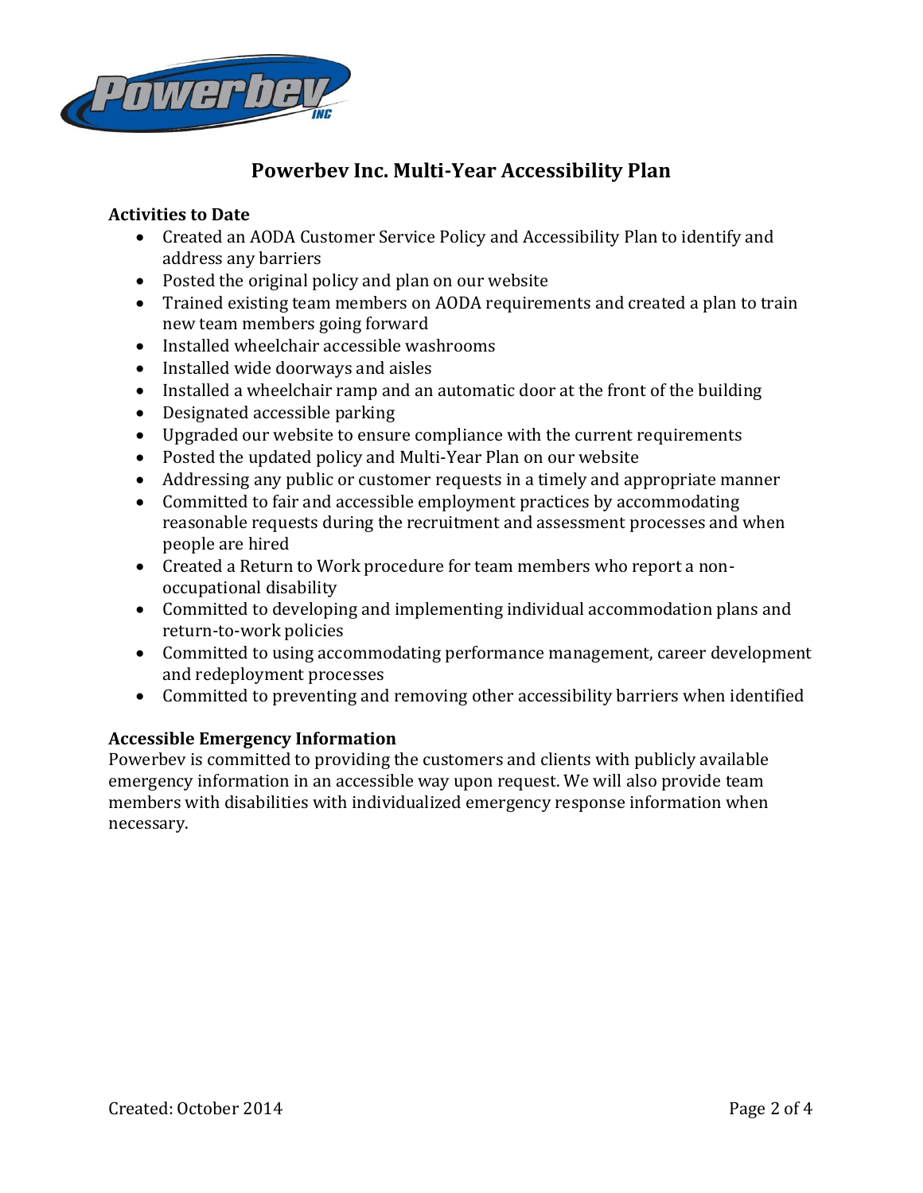# Powerbev Inc. Multi-Year Accessibility Plan

**Activities to Date**

- Created an AODA Customer Service Policy and Accessibility Plan to identify and address any barriers
- Posted the original policy and plan on our website
- Trained existing team members on AODA requirements and created a plan to train new team members going forward
- Installed wheelchair accessible washrooms
- Installed wide doorways and aisles
- Installed a wheelchair ramp and an automatic door at the front of the building
- Designated accessible parking
- Upgraded our website to ensure compliance with the current requirements
- Posted the updated policy and Multi-Year Plan on our website
- Addressing any public or customer requests in a timely and appropriate manner
- Committed to fair and accessible employment practices by accommodating reasonable requests during the recruitment and assessment processes and when people are hired
- Created a Return to Work procedure for team members who report a non-occupational disability
- Committed to developing and implementing individual accommodation plans and return-to-work policies
- Committed to using accommodating performance management, career development and redeployment processes
- Committed to preventing and removing other accessibility barriers when identified

**Accessible Emergency Information**

Powerbev is committed to providing the customers and clients with publicly available emergency information in an accessible way upon request. We will also provide team members with disabilities with individualized emergency response information when necessary.

Created: October 2014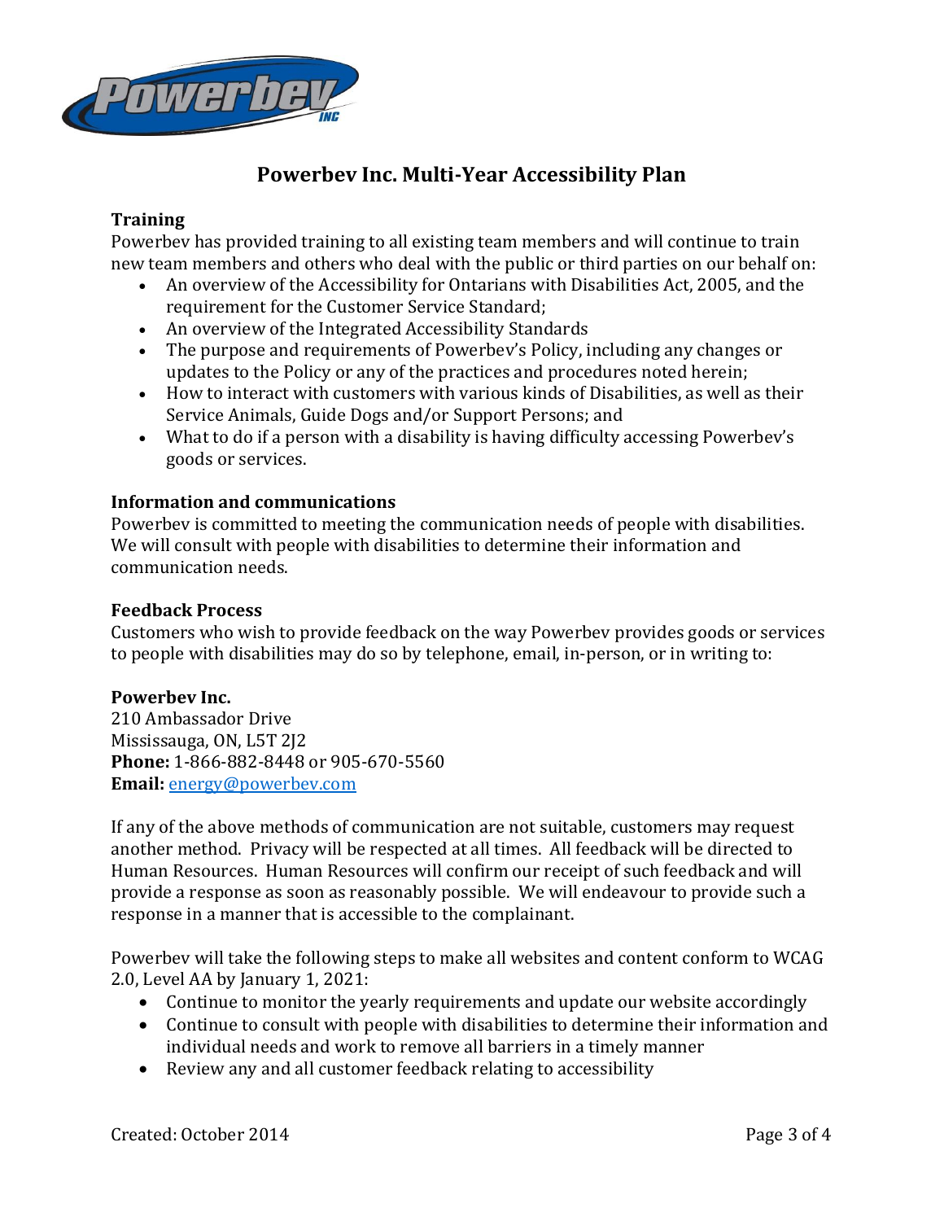# Powerbev Inc. Multi-Year Accessibility Plan

### Training

Powerbev has provided training to all existing team members and will continue to train new team members and others who deal with the public or third parties on our behalf on:

- An overview of the Accessibility for Ontarians with Disabilities Act, 2005, and the requirement for the Customer Service Standard;
- An overview of the Integrated Accessibility Standards
- The purpose and requirements of Powerbev's Policy, including any changes or updates to the Policy or any of the practices and procedures noted herein;
- How to interact with customers with various kinds of Disabilities, as well as their Service Animals, Guide Dogs and/or Support Persons; and
- What to do if a person with a disability is having difficulty accessing Powerbev's goods or services.

### Information and communications

Powerbev is committed to meeting the communication needs of people with disabilities. We will consult with people with disabilities to determine their information and communication needs.

### Feedback Process

Customers who wish to provide feedback on the way Powerbev provides goods or services to people with disabilities may do so by telephone, email, in-person, or in writing to:

**Powerbev Inc.**
210 Ambassador Drive
Mississauga, ON, L5T 2J2
**Phone:** 1-866-882-8448 or 905-670-5560
**Email:** energy@powerbev.com

If any of the above methods of communication are not suitable, customers may request another method. Privacy will be respected at all times. All feedback will be directed to Human Resources. Human Resources will confirm our receipt of such feedback and will provide a response as soon as reasonably possible. We will endeavour to provide such a response in a manner that is accessible to the complainant.

Powerbev will take the following steps to make all websites and content conform to WCAG 2.0, Level AA by January 1, 2021:

- Continue to monitor the yearly requirements and update our website accordingly
- Continue to consult with people with disabilities to determine their information and individual needs and work to remove all barriers in a timely manner
- Review any and all customer feedback relating to accessibility

Created: October 2014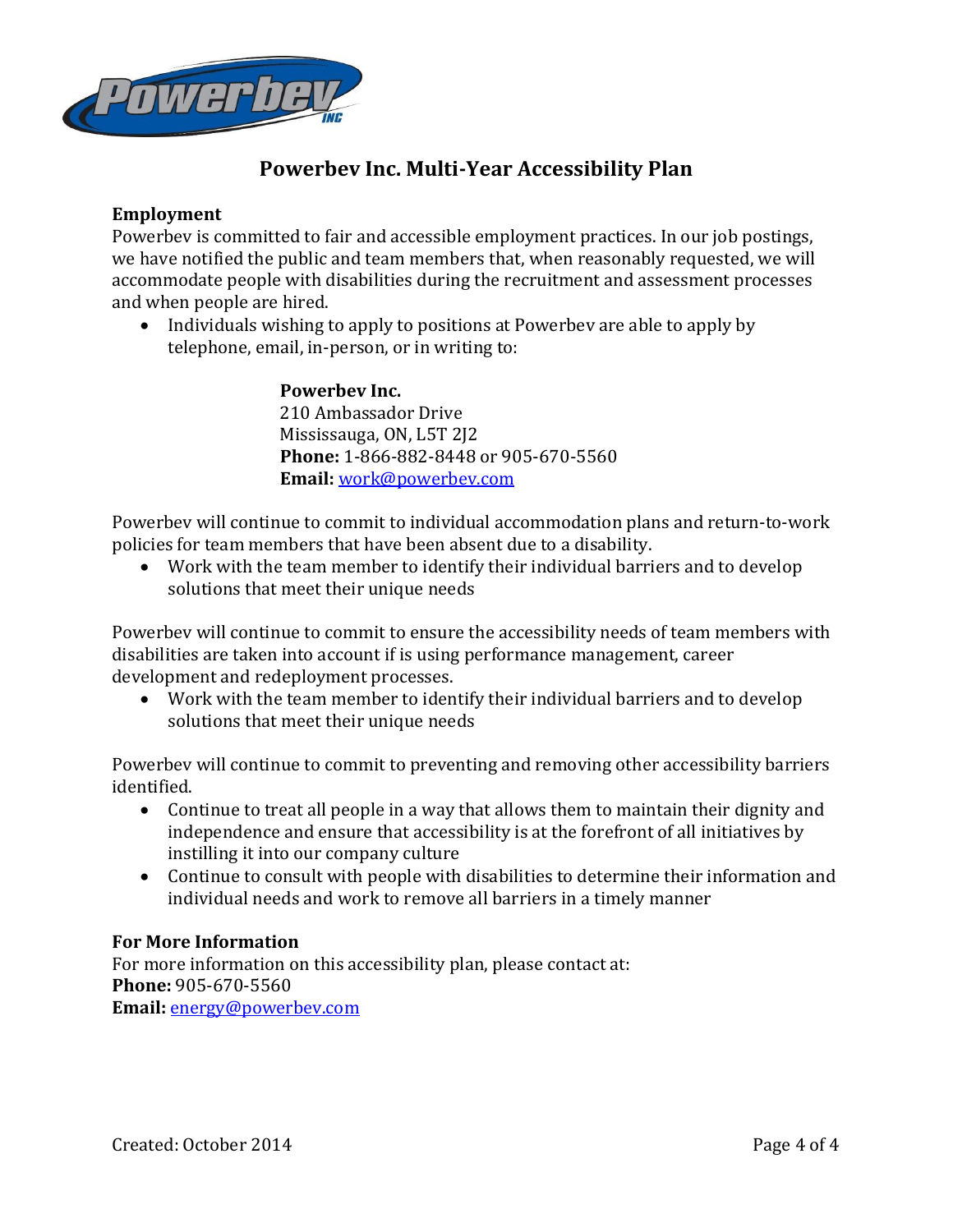# Powerbev Inc. Multi-Year Accessibility Plan

**Employment**
Powerbev is committed to fair and accessible employment practices. In our job postings, we have notified the public and team members that, when reasonably requested, we will accommodate people with disabilities during the recruitment and assessment processes and when people are hired.

- Individuals wishing to apply to positions at Powerbev are able to apply by telephone, email, in-person, or in writing to:

**Powerbev Inc.**
210 Ambassador Drive
Mississauga, ON, L5T 2J2
**Phone:** 1-866-882-8448 or 905-670-5560
**Email:** work@powerbev.com

Powerbev will continue to commit to individual accommodation plans and return-to-work policies for team members that have been absent due to a disability.

- Work with the team member to identify their individual barriers and to develop solutions that meet their unique needs

Powerbev will continue to commit to ensure the accessibility needs of team members with disabilities are taken into account if is using performance management, career development and redeployment processes.

- Work with the team member to identify their individual barriers and to develop solutions that meet their unique needs

Powerbev will continue to commit to preventing and removing other accessibility barriers identified.

- Continue to treat all people in a way that allows them to maintain their dignity and independence and ensure that accessibility is at the forefront of all initiatives by instilling it into our company culture
- Continue to consult with people with disabilities to determine their information and individual needs and work to remove all barriers in a timely manner

**For More Information**
For more information on this accessibility plan, please contact at:
**Phone:** 905-670-5560
**Email:** energy@powerbev.com

Created: October 2014